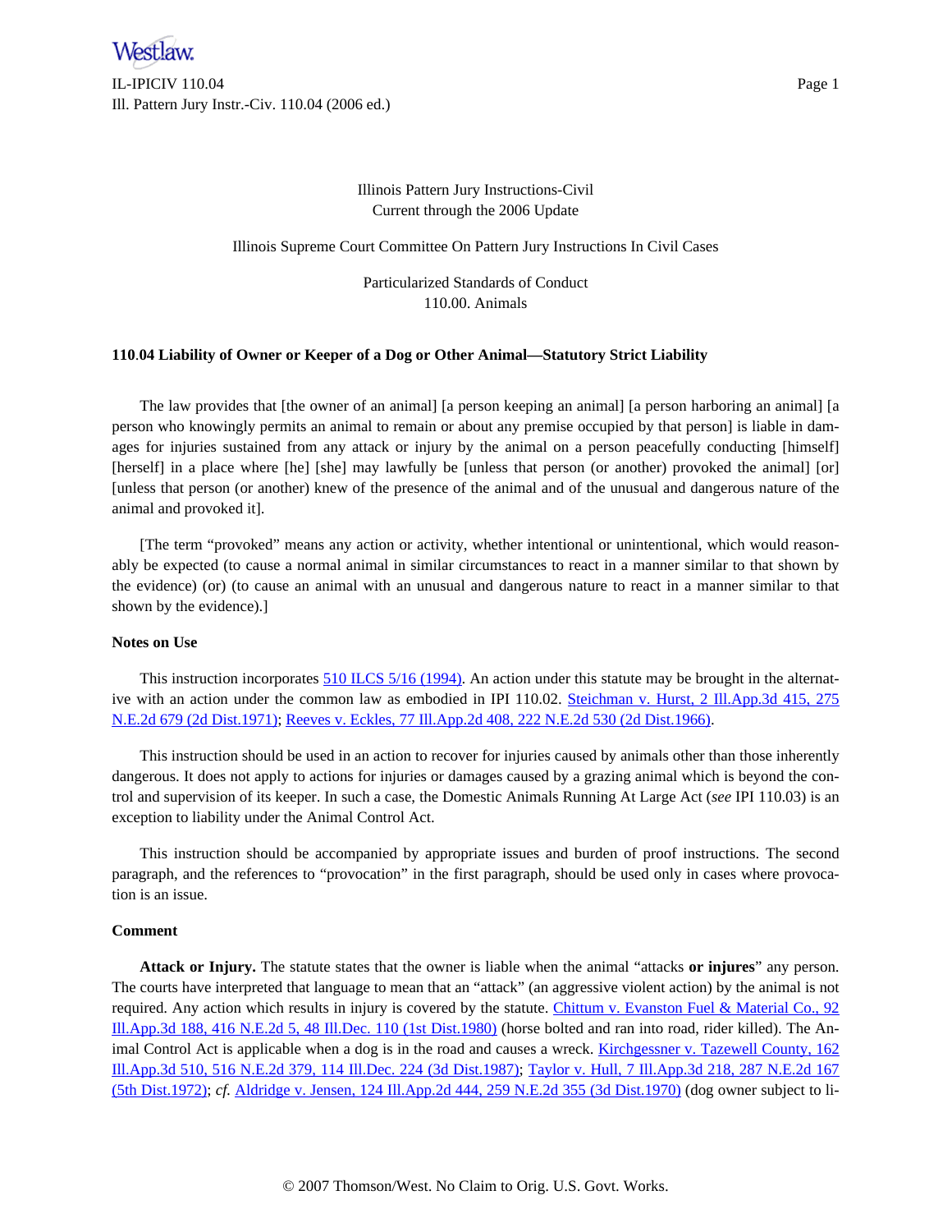Illinois Pattern Jury Instructions-Civil
Current through the 2006 Update

Illinois Supreme Court Committee On Pattern Jury Instructions In Civil Cases

Particularized Standards of Conduct
110.00. Animals

### 110.04 Liability of Owner or Keeper of a Dog or Other Animal—Statutory Strict Liability

The law provides that [the owner of an animal] [a person keeping an animal] [a person harboring an animal] [a person who knowingly permits an animal to remain or about any premise occupied by that person] is liable in damages for injuries sustained from any attack or injury by the animal on a person peacefully conducting [himself] [herself] in a place where [he] [she] may lawfully be [unless that person (or another) provoked the animal] [or] [unless that person (or another) knew of the presence of the animal and of the unusual and dangerous nature of the animal and provoked it].

[The term "provoked" means any action or activity, whether intentional or unintentional, which would reasonably be expected (to cause a normal animal in similar circumstances to react in a manner similar to that shown by the evidence) (or) (to cause an animal with an unusual and dangerous nature to react in a manner similar to that shown by the evidence).]

#### Notes on Use

This instruction incorporates 510 ILCS 5/16 (1994). An action under this statute may be brought in the alternative with an action under the common law as embodied in IPI 110.02. Steichman v. Hurst, 2 Ill.App.3d 415, 275 N.E.2d 679 (2d Dist.1971); Reeves v. Eckles, 77 Ill.App.2d 408, 222 N.E.2d 530 (2d Dist.1966).

This instruction should be used in an action to recover for injuries caused by animals other than those inherently dangerous. It does not apply to actions for injuries or damages caused by a grazing animal which is beyond the control and supervision of its keeper. In such a case, the Domestic Animals Running At Large Act (*see* IPI 110.03) is an exception to liability under the Animal Control Act.

This instruction should be accompanied by appropriate issues and burden of proof instructions. The second paragraph, and the references to "provocation" in the first paragraph, should be used only in cases where provocation is an issue.

#### Comment

**Attack or Injury.** The statute states that the owner is liable when the animal "attacks **or injures**" any person. The courts have interpreted that language to mean that an "attack" (an aggressive violent action) by the animal is not required. Any action which results in injury is covered by the statute. Chittum v. Evanston Fuel & Material Co., 92 Ill.App.3d 188, 416 N.E.2d 5, 48 Ill.Dec. 110 (1st Dist.1980) (horse bolted and ran into road, rider killed). The Animal Control Act is applicable when a dog is in the road and causes a wreck. Kirchgessner v. Tazewell County, 162 Ill.App.3d 510, 516 N.E.2d 379, 114 Ill.Dec. 224 (3d Dist.1987); Taylor v. Hull, 7 Ill.App.3d 218, 287 N.E.2d 167 (5th Dist.1972); *cf.* Aldridge v. Jensen, 124 Ill.App.2d 444, 259 N.E.2d 355 (3d Dist.1970) (dog owner subject to li-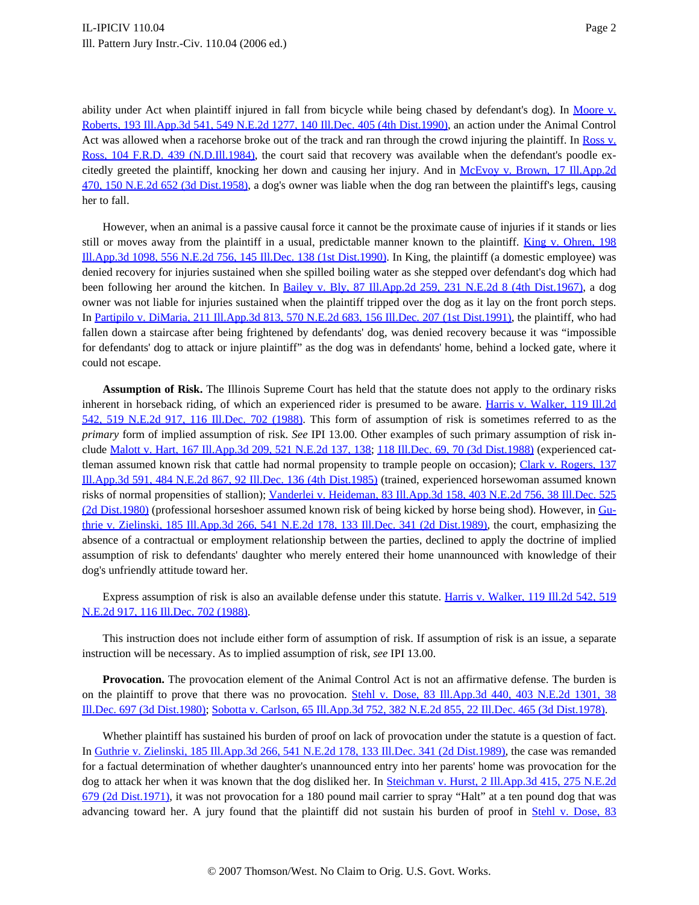ability under Act when plaintiff injured in fall from bicycle while being chased by defendant's dog). In Moore v. Roberts, 193 Ill.App.3d 541, 549 N.E.2d 1277, 140 Ill.Dec. 405 (4th Dist.1990), an action under the Animal Control Act was allowed when a racehorse broke out of the track and ran through the crowd injuring the plaintiff. In Ross v. Ross, 104 F.R.D. 439 (N.D.Ill.1984), the court said that recovery was available when the defendant's poodle excitedly greeted the plaintiff, knocking her down and causing her injury. And in McEvoy v. Brown, 17 Ill.App.2d 470, 150 N.E.2d 652 (3d Dist.1958), a dog's owner was liable when the dog ran between the plaintiff's legs, causing her to fall.

However, when an animal is a passive causal force it cannot be the proximate cause of injuries if it stands or lies still or moves away from the plaintiff in a usual, predictable manner known to the plaintiff. King v. Ohren, 198 Ill.App.3d 1098, 556 N.E.2d 756, 145 Ill.Dec. 138 (1st Dist.1990). In King, the plaintiff (a domestic employee) was denied recovery for injuries sustained when she spilled boiling water as she stepped over defendant's dog which had been following her around the kitchen. In Bailey v. Bly, 87 Ill.App.2d 259, 231 N.E.2d 8 (4th Dist.1967), a dog owner was not liable for injuries sustained when the plaintiff tripped over the dog as it lay on the front porch steps. In Partipilo v. DiMaria, 211 Ill.App.3d 813, 570 N.E.2d 683, 156 Ill.Dec. 207 (1st Dist.1991), the plaintiff, who had fallen down a staircase after being frightened by defendants' dog, was denied recovery because it was "impossible for defendants' dog to attack or injure plaintiff" as the dog was in defendants' home, behind a locked gate, where it could not escape.

**Assumption of Risk.** The Illinois Supreme Court has held that the statute does not apply to the ordinary risks inherent in horseback riding, of which an experienced rider is presumed to be aware. Harris v. Walker, 119 Ill.2d 542, 519 N.E.2d 917, 116 Ill.Dec. 702 (1988). This form of assumption of risk is sometimes referred to as the *primary* form of implied assumption of risk. *See* IPI 13.00. Other examples of such primary assumption of risk include Malott v. Hart, 167 Ill.App.3d 209, 521 N.E.2d 137, 138; 118 Ill.Dec. 69, 70 (3d Dist.1988) (experienced cattleman assumed known risk that cattle had normal propensity to trample people on occasion); Clark v. Rogers, 137 Ill.App.3d 591, 484 N.E.2d 867, 92 Ill.Dec. 136 (4th Dist.1985) (trained, experienced horsewoman assumed known risks of normal propensities of stallion); Vanderlei v. Heideman, 83 Ill.App.3d 158, 403 N.E.2d 756, 38 Ill.Dec. 525 (2d Dist.1980) (professional horseshoer assumed known risk of being kicked by horse being shod). However, in Guthrie v. Zielinski, 185 Ill.App.3d 266, 541 N.E.2d 178, 133 Ill.Dec. 341 (2d Dist.1989), the court, emphasizing the absence of a contractual or employment relationship between the parties, declined to apply the doctrine of implied assumption of risk to defendants' daughter who merely entered their home unannounced with knowledge of their dog's unfriendly attitude toward her.

Express assumption of risk is also an available defense under this statute. Harris v. Walker, 119 Ill.2d 542, 519 N.E.2d 917, 116 Ill.Dec. 702 (1988).

This instruction does not include either form of assumption of risk. If assumption of risk is an issue, a separate instruction will be necessary. As to implied assumption of risk, *see* IPI 13.00.

**Provocation.** The provocation element of the Animal Control Act is not an affirmative defense. The burden is on the plaintiff to prove that there was no provocation. Stehl v. Dose, 83 Ill.App.3d 440, 403 N.E.2d 1301, 38 Ill.Dec. 697 (3d Dist.1980); Sobotta v. Carlson, 65 Ill.App.3d 752, 382 N.E.2d 855, 22 Ill.Dec. 465 (3d Dist.1978).

Whether plaintiff has sustained his burden of proof on lack of provocation under the statute is a question of fact. In Guthrie v. Zielinski, 185 Ill.App.3d 266, 541 N.E.2d 178, 133 Ill.Dec. 341 (2d Dist.1989), the case was remanded for a factual determination of whether daughter's unannounced entry into her parents' home was provocation for the dog to attack her when it was known that the dog disliked her. In Steichman v. Hurst, 2 Ill.App.3d 415, 275 N.E.2d 679 (2d Dist.1971), it was not provocation for a 180 pound mail carrier to spray "Halt" at a ten pound dog that was advancing toward her. A jury found that the plaintiff did not sustain his burden of proof in Stehl v. Dose, 83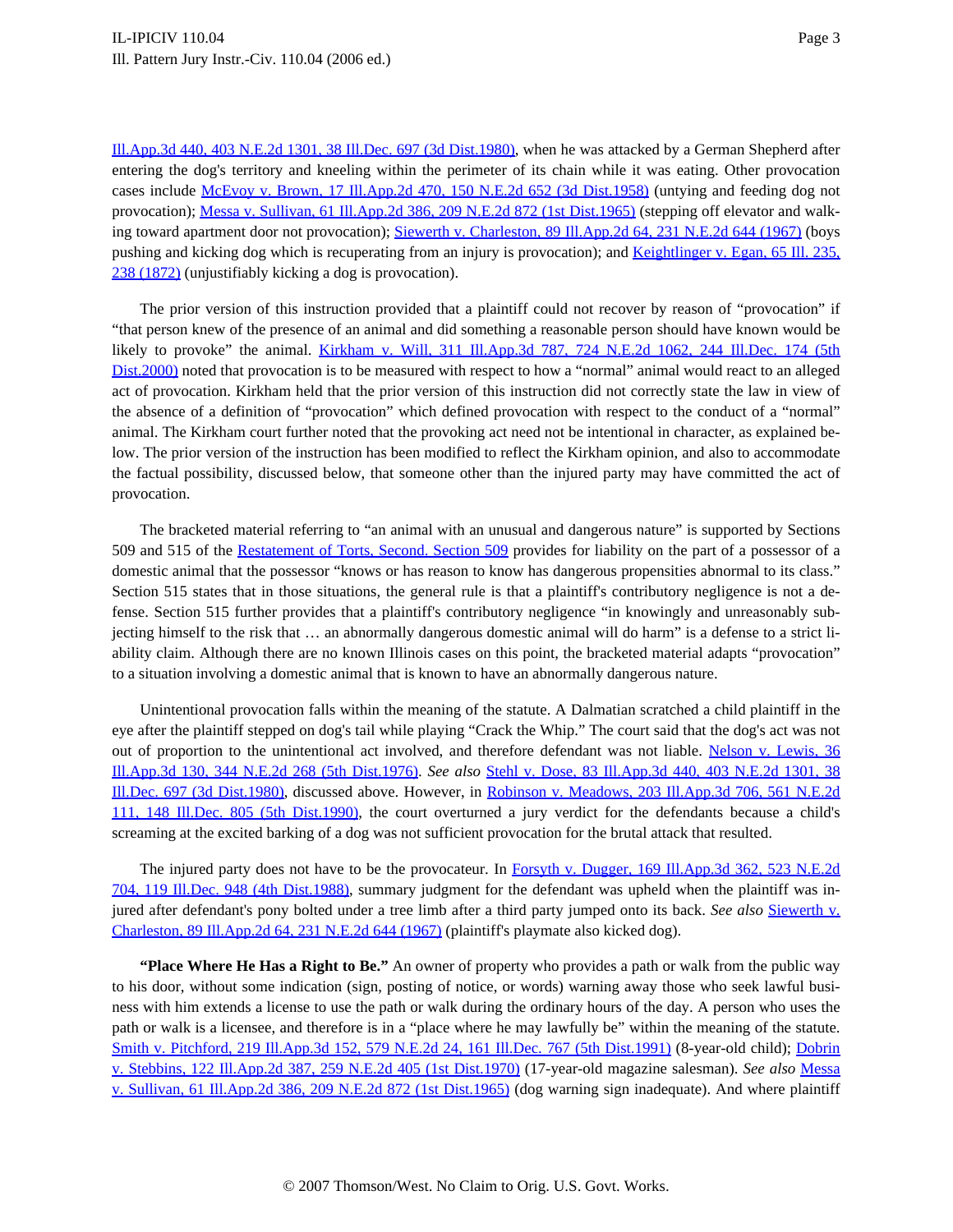Ill.App.3d 440, 403 N.E.2d 1301, 38 Ill.Dec. 697 (3d Dist.1980), when he was attacked by a German Shepherd after entering the dog's territory and kneeling within the perimeter of its chain while it was eating. Other provocation cases include McEvoy v. Brown, 17 Ill.App.2d 470, 150 N.E.2d 652 (3d Dist.1958) (untying and feeding dog not provocation); Messa v. Sullivan, 61 Ill.App.2d 386, 209 N.E.2d 872 (1st Dist.1965) (stepping off elevator and walking toward apartment door not provocation); Siewerth v. Charleston, 89 Ill.App.2d 64, 231 N.E.2d 644 (1967) (boys pushing and kicking dog which is recuperating from an injury is provocation); and Keightlinger v. Egan, 65 Ill. 235, 238 (1872) (unjustifiably kicking a dog is provocation).

The prior version of this instruction provided that a plaintiff could not recover by reason of "provocation" if "that person knew of the presence of an animal and did something a reasonable person should have known would be likely to provoke" the animal. Kirkham v. Will, 311 Ill.App.3d 787, 724 N.E.2d 1062, 244 Ill.Dec. 174 (5th Dist.2000) noted that provocation is to be measured with respect to how a "normal" animal would react to an alleged act of provocation. Kirkham held that the prior version of this instruction did not correctly state the law in view of the absence of a definition of "provocation" which defined provocation with respect to the conduct of a "normal" animal. The Kirkham court further noted that the provoking act need not be intentional in character, as explained below. The prior version of the instruction has been modified to reflect the Kirkham opinion, and also to accommodate the factual possibility, discussed below, that someone other than the injured party may have committed the act of provocation.

The bracketed material referring to "an animal with an unusual and dangerous nature" is supported by Sections 509 and 515 of the Restatement of Torts, Second. Section 509 provides for liability on the part of a possessor of a domestic animal that the possessor "knows or has reason to know has dangerous propensities abnormal to its class." Section 515 states that in those situations, the general rule is that a plaintiff's contributory negligence is not a defense. Section 515 further provides that a plaintiff's contributory negligence "in knowingly and unreasonably subjecting himself to the risk that … an abnormally dangerous domestic animal will do harm" is a defense to a strict liability claim. Although there are no known Illinois cases on this point, the bracketed material adapts "provocation" to a situation involving a domestic animal that is known to have an abnormally dangerous nature.

Unintentional provocation falls within the meaning of the statute. A Dalmatian scratched a child plaintiff in the eye after the plaintiff stepped on dog's tail while playing "Crack the Whip." The court said that the dog's act was not out of proportion to the unintentional act involved, and therefore defendant was not liable. Nelson v. Lewis, 36 Ill.App.3d 130, 344 N.E.2d 268 (5th Dist.1976). *See also* Stehl v. Dose, 83 Ill.App.3d 440, 403 N.E.2d 1301, 38 Ill.Dec. 697 (3d Dist.1980), discussed above. However, in Robinson v. Meadows, 203 Ill.App.3d 706, 561 N.E.2d 111, 148 Ill.Dec. 805 (5th Dist.1990), the court overturned a jury verdict for the defendants because a child's screaming at the excited barking of a dog was not sufficient provocation for the brutal attack that resulted.

The injured party does not have to be the provocateur. In Forsyth v. Dugger, 169 Ill.App.3d 362, 523 N.E.2d 704, 119 Ill.Dec. 948 (4th Dist.1988), summary judgment for the defendant was upheld when the plaintiff was injured after defendant's pony bolted under a tree limb after a third party jumped onto its back. *See also* Siewerth v. Charleston, 89 Ill.App.2d 64, 231 N.E.2d 644 (1967) (plaintiff's playmate also kicked dog).

**"Place Where He Has a Right to Be."** An owner of property who provides a path or walk from the public way to his door, without some indication (sign, posting of notice, or words) warning away those who seek lawful business with him extends a license to use the path or walk during the ordinary hours of the day. A person who uses the path or walk is a licensee, and therefore is in a "place where he may lawfully be" within the meaning of the statute. Smith v. Pitchford, 219 Ill.App.3d 152, 579 N.E.2d 24, 161 Ill.Dec. 767 (5th Dist.1991) (8-year-old child); Dobrin v. Stebbins, 122 Ill.App.2d 387, 259 N.E.2d 405 (1st Dist.1970) (17-year-old magazine salesman). *See also* Messa v. Sullivan, 61 Ill.App.2d 386, 209 N.E.2d 872 (1st Dist.1965) (dog warning sign inadequate). And where plaintiff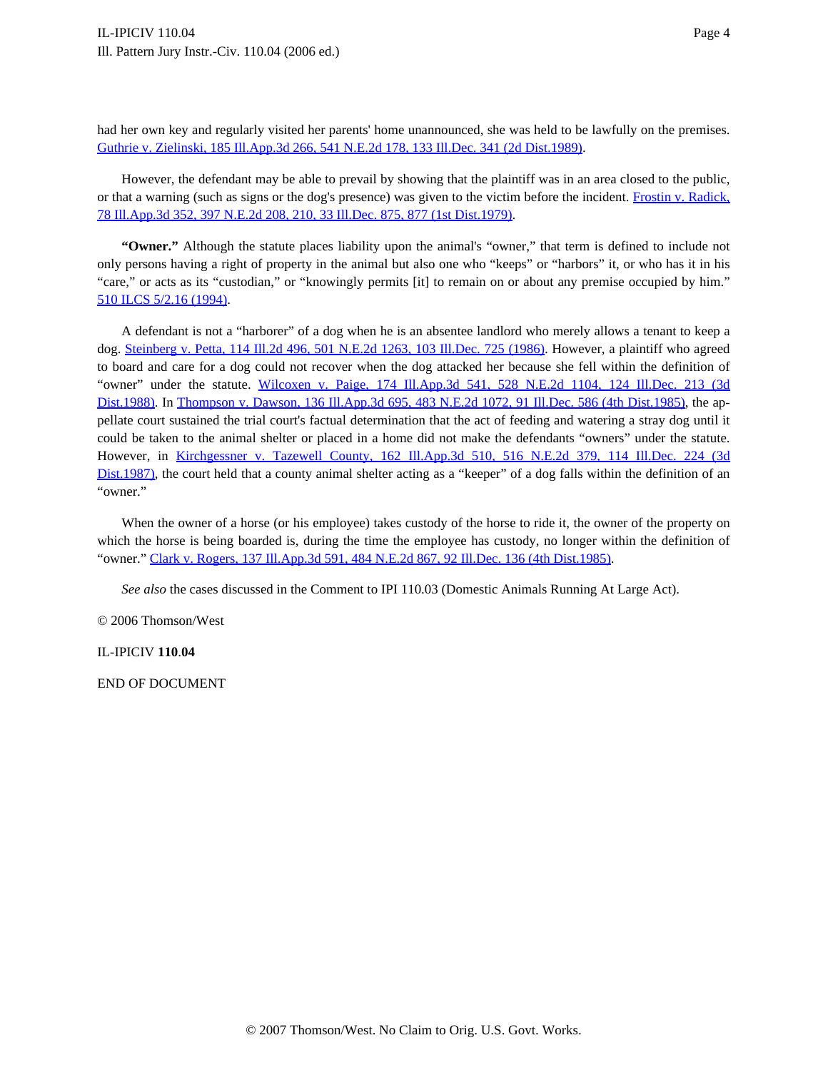had her own key and regularly visited her parents' home unannounced, she was held to be lawfully on the premises. Guthrie v. Zielinski, 185 Ill.App.3d 266, 541 N.E.2d 178, 133 Ill.Dec. 341 (2d Dist.1989).

However, the defendant may be able to prevail by showing that the plaintiff was in an area closed to the public, or that a warning (such as signs or the dog's presence) was given to the victim before the incident. Frostin v. Radick, 78 Ill.App.3d 352, 397 N.E.2d 208, 210, 33 Ill.Dec. 875, 877 (1st Dist.1979).

**"Owner."** Although the statute places liability upon the animal's "owner," that term is defined to include not only persons having a right of property in the animal but also one who "keeps" or "harbors" it, or who has it in his "care," or acts as its "custodian," or "knowingly permits [it] to remain on or about any premise occupied by him." 510 ILCS 5/2.16 (1994).

A defendant is not a "harborer" of a dog when he is an absentee landlord who merely allows a tenant to keep a dog. Steinberg v. Petta, 114 Ill.2d 496, 501 N.E.2d 1263, 103 Ill.Dec. 725 (1986). However, a plaintiff who agreed to board and care for a dog could not recover when the dog attacked her because she fell within the definition of "owner" under the statute. Wilcoxen v. Paige, 174 Ill.App.3d 541, 528 N.E.2d 1104, 124 Ill.Dec. 213 (3d Dist.1988). In Thompson v. Dawson, 136 Ill.App.3d 695, 483 N.E.2d 1072, 91 Ill.Dec. 586 (4th Dist.1985), the appellate court sustained the trial court's factual determination that the act of feeding and watering a stray dog until it could be taken to the animal shelter or placed in a home did not make the defendants "owners" under the statute. However, in Kirchgessner v. Tazewell County, 162 Ill.App.3d 510, 516 N.E.2d 379, 114 Ill.Dec. 224 (3d Dist.1987), the court held that a county animal shelter acting as a "keeper" of a dog falls within the definition of an "owner."

When the owner of a horse (or his employee) takes custody of the horse to ride it, the owner of the property on which the horse is being boarded is, during the time the employee has custody, no longer within the definition of "owner." Clark v. Rogers, 137 Ill.App.3d 591, 484 N.E.2d 867, 92 Ill.Dec. 136 (4th Dist.1985).

*See also* the cases discussed in the Comment to IPI 110.03 (Domestic Animals Running At Large Act).

© 2006 Thomson/West

IL-IPICIV **110.04**

END OF DOCUMENT